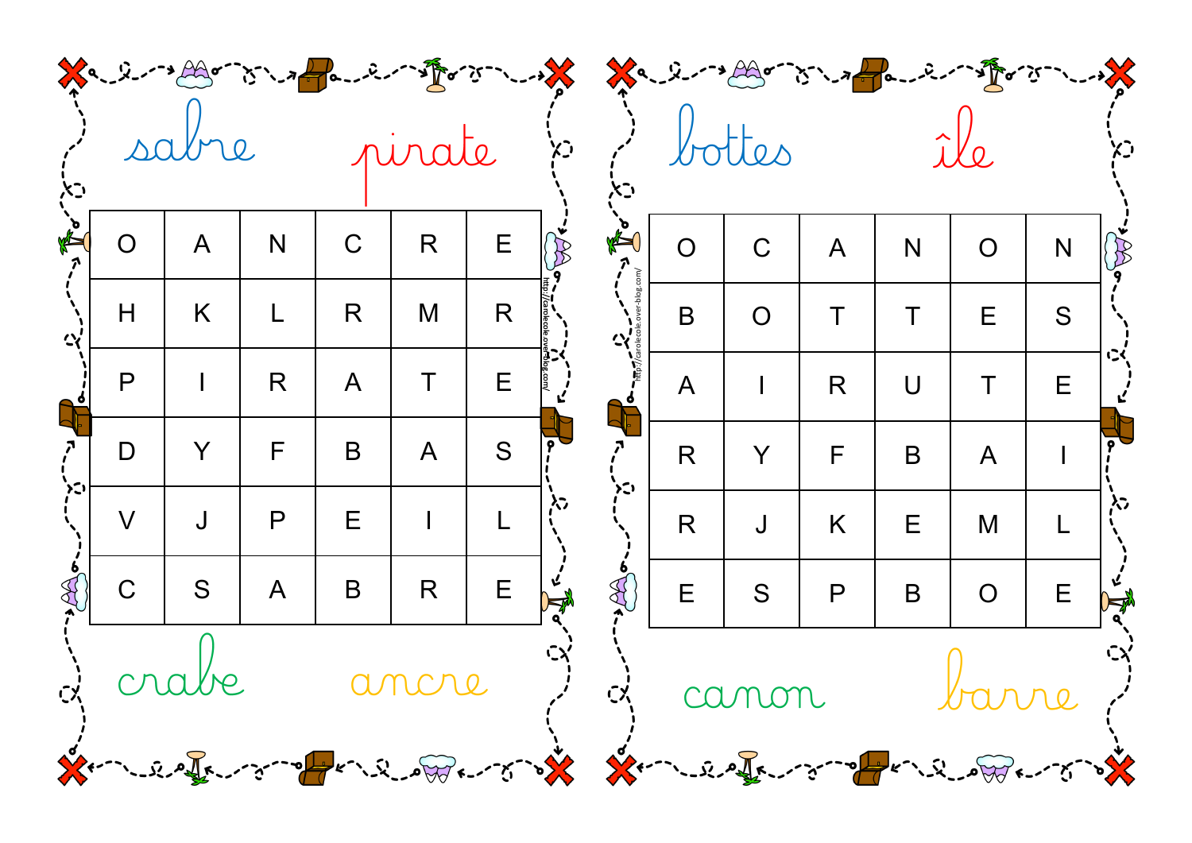sabre pirate

| O | A | N | C | R | E |
|---|---|---|---|---|---|
| H | K | L | R | M | R |
| P | I | R | A | T | E |
| D | Y | F | B | A | S |
| V | J | P | E | I | L |
| C | S | A | B | R | E |

crabe ancre

bottes île

| O | C | A | N | O | N |
|---|---|---|---|---|---|
| B | O | T | T | E | S |
| A | I | R | U | T | E |
| R | Y | F | B | A | I |
| R | J | K | E | M | L |
| E | S | P | B | O | E |

canon barre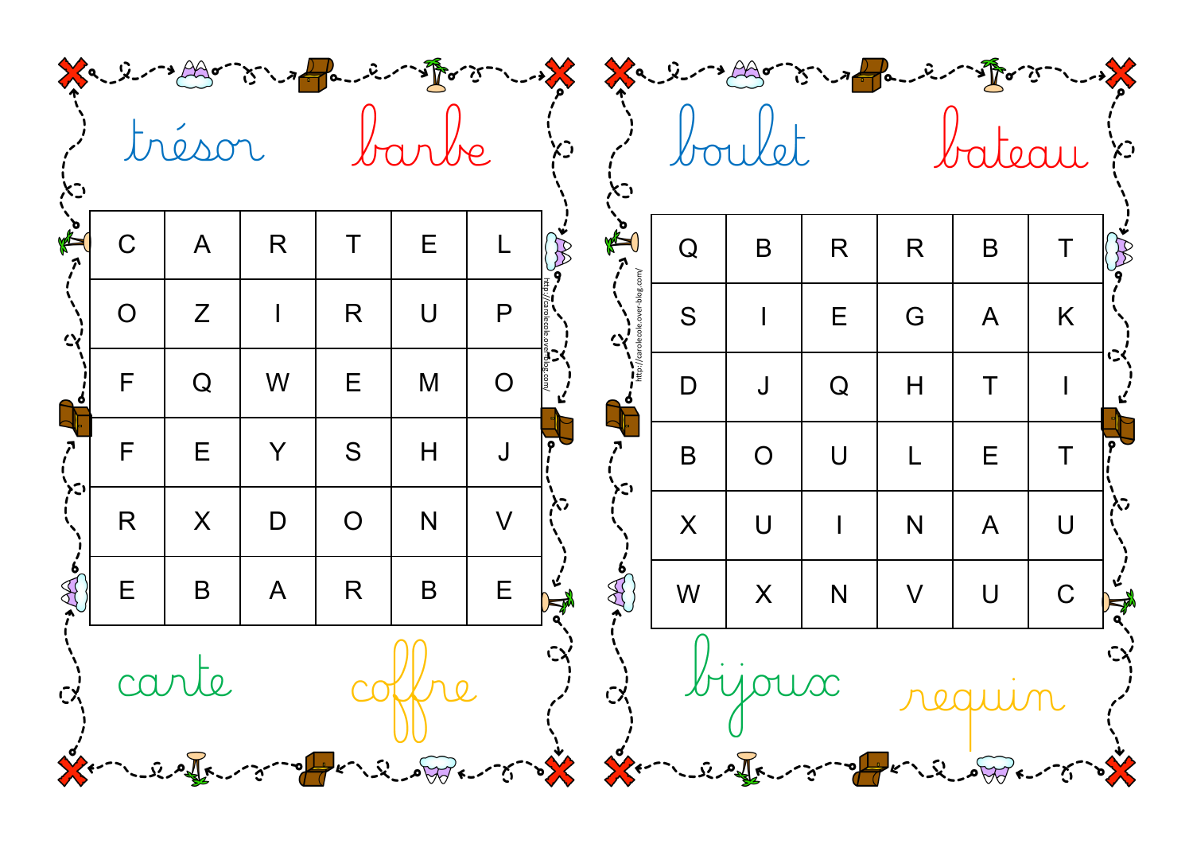trésor barbe

| C | A | R | T | E | L |
|---|---|---|---|---|---|
| O | Z | I | R | U | P |
| F | Q | W | E | M | O |
| F | E | Y | S | H | J |
| R | X | D | O | N | V |
| E | B | A | R | B | E |

carte coffre

http://carolecole.over-blog.com/

boulet bateau

| Q | B | R | R | B | T |
|---|---|---|---|---|---|
| S | I | E | G | A | K |
| D | J | Q | H | T | I |
| B | O | U | L | E | T |
| X | U | I | N | A | U |
| W | X | N | V | U | C |

bijoux requin

http://carolecole.over-blog.com/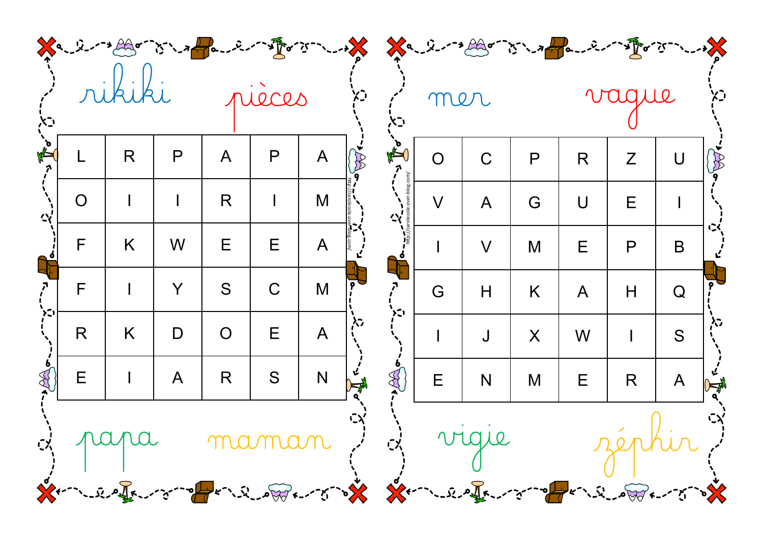rikiki pièces

| L | R | P | A | P | A |
|---|---|---|---|---|---|
| O | I | I | R | I | M |
| F | K | W | E | E | A |
| F | I | Y | S | C | M |
| R | K | D | O | E | A |
| E | I | A | R | S | N |

papa maman

http://carolecole.over-blog.com/

mer vague

| O | C | P | R | Z | U |
|---|---|---|---|---|---|
| V | A | G | U | E | I |
| I | V | M | E | P | B |
| G | H | K | A | H | Q |
| I | J | X | W | I | S |
| E | N | M | E | R | A |

vigie zéphir

http://carolecole.over-blog.com/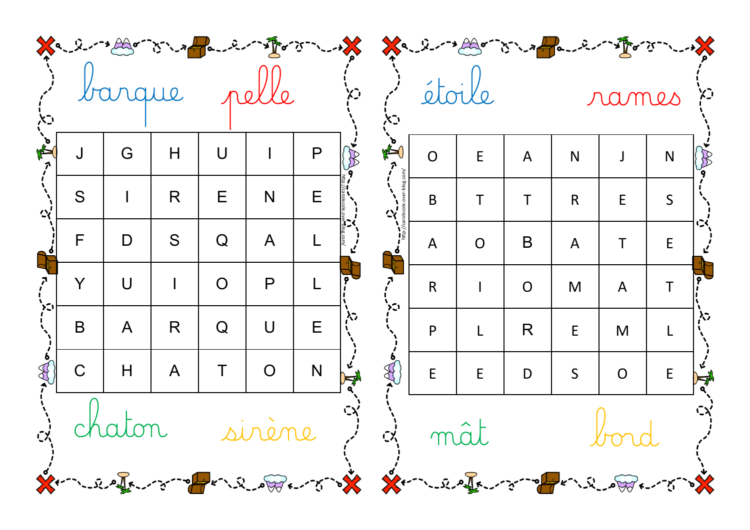banque pelle

| | | | | | |
|---|---|---|---|---|---|
| J | G | H | U | I | P |
| S | I | R | E | N | E |
| F | D | S | Q | A | L |
| Y | U | I | O | P | L |
| B | A | R | Q | U | E |
| C | H | A | T | O | N |

chaton sirène

http://carolecole.over-blog.com/

étoile rames

| | | | | | |
|---|---|---|---|---|---|
| O | E | A | N | J | N |
| B | T | T | R | E | S |
| A | O | B | A | T | E |
| R | I | O | M | A | T |
| P | L | R | E | M | L |
| E | E | D | S | O | E |

mât bond

http://carolecole.over-blog.com/